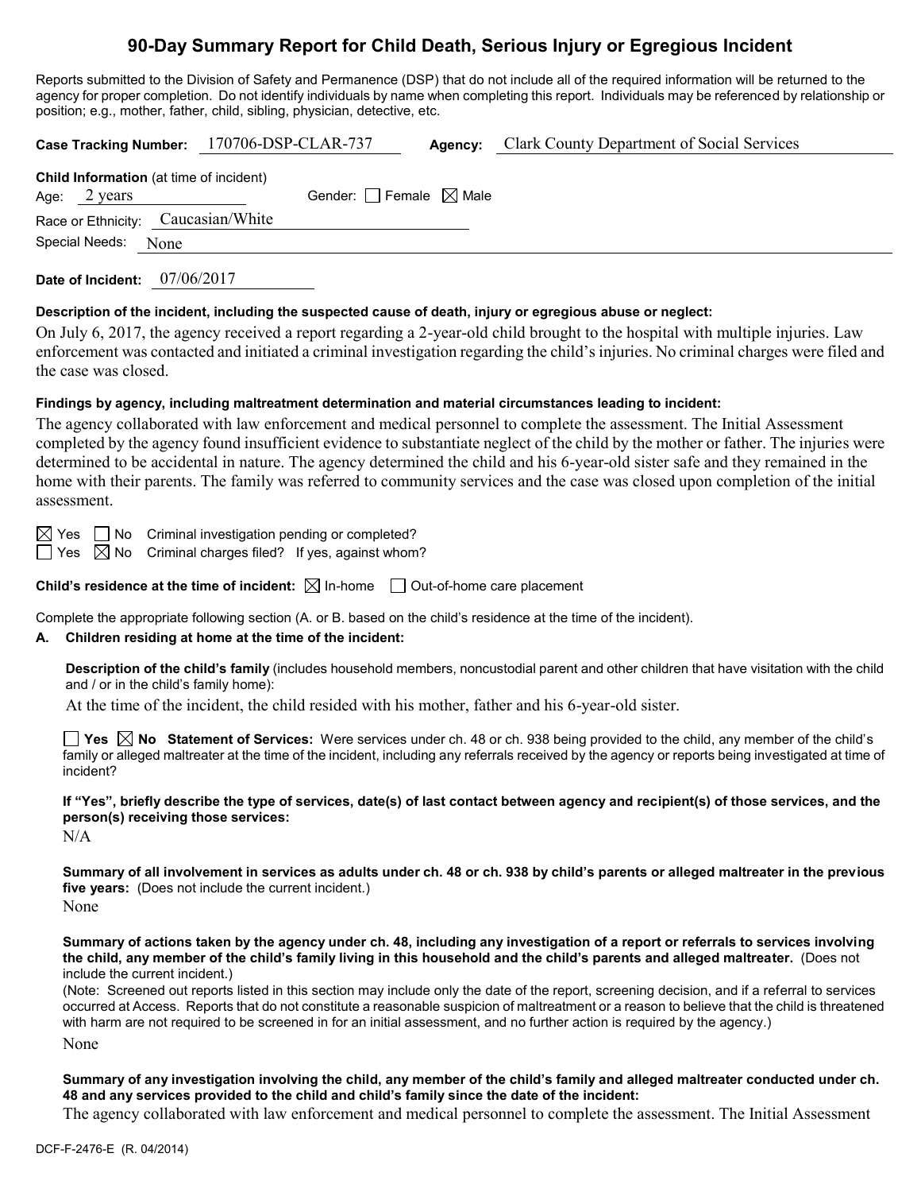# 90-Day Summary Report for Child Death, Serious Injury or Egregious Incident

Reports submitted to the Division of Safety and Permanence (DSP) that do not include all of the required information will be returned to the agency for proper completion. Do not identify individuals by name when completing this report. Individuals may be referenced by relationship or position; e.g., mother, father, child, sibling, physician, detective, etc.

**Case Tracking Number:** 170706-DSP-CLAR-737 **Agency:** Clark County Department of Social Services

**Child Information** (at time of incident)

Age: 2 years Gender: ☐ Female ☒ Male

Race or Ethnicity: Caucasian/White

Special Needs: None

**Date of Incident:** 07/06/2017

**Description of the incident, including the suspected cause of death, injury or egregious abuse or neglect:**

On July 6, 2017, the agency received a report regarding a 2-year-old child brought to the hospital with multiple injuries. Law enforcement was contacted and initiated a criminal investigation regarding the child's injuries. No criminal charges were filed and the case was closed.

**Findings by agency, including maltreatment determination and material circumstances leading to incident:**

The agency collaborated with law enforcement and medical personnel to complete the assessment. The Initial Assessment completed by the agency found insufficient evidence to substantiate neglect of the child by the mother or father. The injuries were determined to be accidental in nature. The agency determined the child and his 6-year-old sister safe and they remained in the home with their parents. The family was referred to community services and the case was closed upon completion of the initial assessment.

☒ Yes ☐ No Criminal investigation pending or completed?

☐ Yes ☒ No Criminal charges filed? If yes, against whom?

**Child's residence at the time of incident:** ☒ In-home ☐ Out-of-home care placement

Complete the appropriate following section (A. or B. based on the child's residence at the time of the incident).

**A. Children residing at home at the time of the incident:**

**Description of the child's family** (includes household members, noncustodial parent and other children that have visitation with the child and / or in the child's family home):

At the time of the incident, the child resided with his mother, father and his 6-year-old sister.

☐ **Yes** ☒ **No Statement of Services:** Were services under ch. 48 or ch. 938 being provided to the child, any member of the child's family or alleged maltreater at the time of the incident, including any referrals received by the agency or reports being investigated at time of incident?

**If "Yes", briefly describe the type of services, date(s) of last contact between agency and recipient(s) of those services, and the person(s) receiving those services:**

N/A

**Summary of all involvement in services as adults under ch. 48 or ch. 938 by child's parents or alleged maltreater in the previous five years:** (Does not include the current incident.)

None

**Summary of actions taken by the agency under ch. 48, including any investigation of a report or referrals to services involving the child, any member of the child's family living in this household and the child's parents and alleged maltreater.** (Does not include the current incident.)

(Note: Screened out reports listed in this section may include only the date of the report, screening decision, and if a referral to services occurred at Access. Reports that do not constitute a reasonable suspicion of maltreatment or a reason to believe that the child is threatened with harm are not required to be screened in for an initial assessment, and no further action is required by the agency.)

None

**Summary of any investigation involving the child, any member of the child's family and alleged maltreater conducted under ch. 48 and any services provided to the child and child's family since the date of the incident:**

The agency collaborated with law enforcement and medical personnel to complete the assessment. The Initial Assessment

DCF-F-2476-E (R. 04/2014)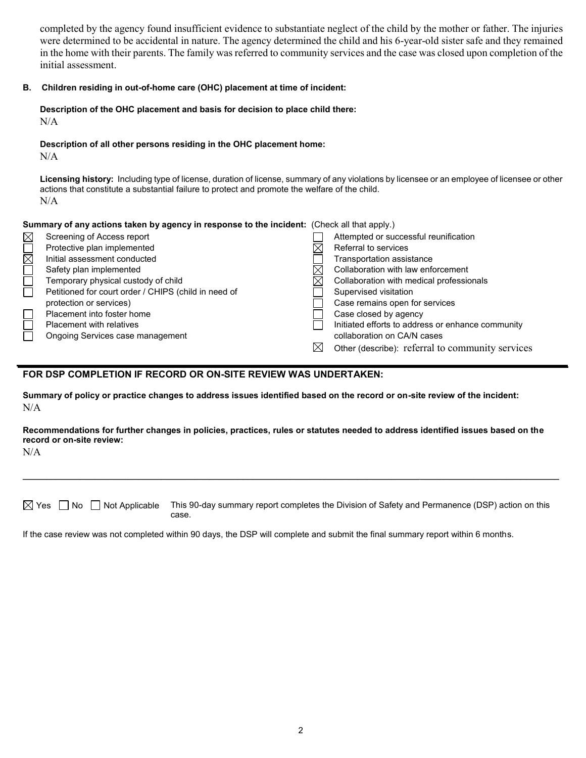completed by the agency found insufficient evidence to substantiate neglect of the child by the mother or father. The injuries were determined to be accidental in nature. The agency determined the child and his 6-year-old sister safe and they remained in the home with their parents. The family was referred to community services and the case was closed upon completion of the initial assessment.

**B. Children residing in out-of-home care (OHC) placement at time of incident:**

**Description of the OHC placement and basis for decision to place child there:**
N/A

**Description of all other persons residing in the OHC placement home:**
N/A

**Licensing history:** Including type of license, duration of license, summary of any violations by licensee or an employee of licensee or other actions that constitute a substantial failure to protect and promote the welfare of the child.
N/A

**Summary of any actions taken by agency in response to the incident:** (Check all that apply.)

- ☒ Screening of Access report
- ☐ Protective plan implemented
- ☒ Initial assessment conducted
- ☐ Safety plan implemented
- ☐ Temporary physical custody of child
- ☐ Petitioned for court order / CHIPS (child in need of protection or services)
- ☐ Placement into foster home
- ☐ Placement with relatives
- ☐ Ongoing Services case management
- ☐ Attempted or successful reunification
- ☒ Referral to services
- ☐ Transportation assistance
- ☒ Collaboration with law enforcement
- ☒ Collaboration with medical professionals
- ☐ Supervised visitation
- ☐ Case remains open for services
- ☐ Case closed by agency
- ☐ Initiated efforts to address or enhance community collaboration on CA/N cases
- ☒ Other (describe): referral to community services

---

## FOR DSP COMPLETION IF RECORD OR ON-SITE REVIEW WAS UNDERTAKEN:

**Summary of policy or practice changes to address issues identified based on the record or on-site review of the incident:**
N/A

**Recommendations for further changes in policies, practices, rules or statutes needed to address identified issues based on the record or on-site review:**
N/A

---

☒ Yes ☐ No ☐ Not Applicable This 90-day summary report completes the Division of Safety and Permanence (DSP) action on this case.

If the case review was not completed within 90 days, the DSP will complete and submit the final summary report within 6 months.